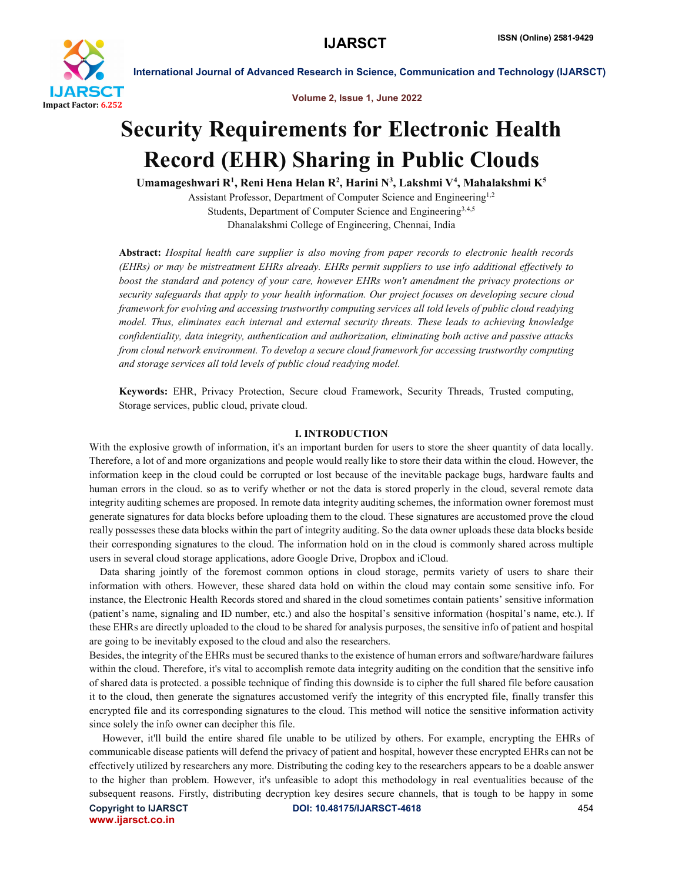# Security Requirements for Electronic Health Record (EHR) Sharing in Public Clouds

**Umamageshwari R[1], Reni Hena Helan R[2], Harini N[3], Lakshmi V[4], Mahalakshmi K[5]**

Assistant Professor, Department of Computer Science and Engineering[1,2]
Students, Department of Computer Science and Engineering[3,4,5]
Dhanalakshmi College of Engineering, Chennai, India

**Abstract:** *Hospital health care supplier is also moving from paper records to electronic health records (EHRs) or may be mistreatment EHRs already. EHRs permit suppliers to use info additional effectively to boost the standard and potency of your care, however EHRs won't amendment the privacy protections or security safeguards that apply to your health information. Our project focuses on developing secure cloud framework for evolving and accessing trustworthy computing services all told levels of public cloud readying model. Thus, eliminates each internal and external security threats. These leads to achieving knowledge confidentiality, data integrity, authentication and authorization, eliminating both active and passive attacks from cloud network environment. To develop a secure cloud framework for accessing trustworthy computing and storage services all told levels of public cloud readying model.*

**Keywords:** EHR, Privacy Protection, Secure cloud Framework, Security Threads, Trusted computing, Storage services, public cloud, private cloud.

## I. INTRODUCTION

With the explosive growth of information, it's an important burden for users to store the sheer quantity of data locally. Therefore, a lot of and more organizations and people would really like to store their data within the cloud. However, the information keep in the cloud could be corrupted or lost because of the inevitable package bugs, hardware faults and human errors in the cloud. so as to verify whether or not the data is stored properly in the cloud, several remote data integrity auditing schemes are proposed. In remote data integrity auditing schemes, the information owner foremost must generate signatures for data blocks before uploading them to the cloud. These signatures are accustomed prove the cloud really possesses these data blocks within the part of integrity auditing. So the data owner uploads these data blocks beside their corresponding signatures to the cloud. The information hold on in the cloud is commonly shared across multiple users in several cloud storage applications, adore Google Drive, Dropbox and iCloud.

Data sharing jointly of the foremost common options in cloud storage, permits variety of users to share their information with others. However, these shared data hold on within the cloud may contain some sensitive info. For instance, the Electronic Health Records stored and shared in the cloud sometimes contain patients' sensitive information (patient's name, signaling and ID number, etc.) and also the hospital's sensitive information (hospital's name, etc.). If these EHRs are directly uploaded to the cloud to be shared for analysis purposes, the sensitive info of patient and hospital are going to be inevitably exposed to the cloud and also the researchers.

Besides, the integrity of the EHRs must be secured thanks to the existence of human errors and software/hardware failures within the cloud. Therefore, it's vital to accomplish remote data integrity auditing on the condition that the sensitive info of shared data is protected. a possible technique of finding this downside is to cipher the full shared file before causation it to the cloud, then generate the signatures accustomed verify the integrity of this encrypted file, finally transfer this encrypted file and its corresponding signatures to the cloud. This method will notice the sensitive information activity since solely the info owner can decipher this file.

However, it'll build the entire shared file unable to be utilized by others. For example, encrypting the EHRs of communicable disease patients will defend the privacy of patient and hospital, however these encrypted EHRs can not be effectively utilized by researchers any more. Distributing the coding key to the researchers appears to be a doable answer to the higher than problem. However, it's unfeasible to adopt this methodology in real eventualities because of the subsequent reasons. Firstly, distributing decryption key desires secure channels, that is tough to be happy in some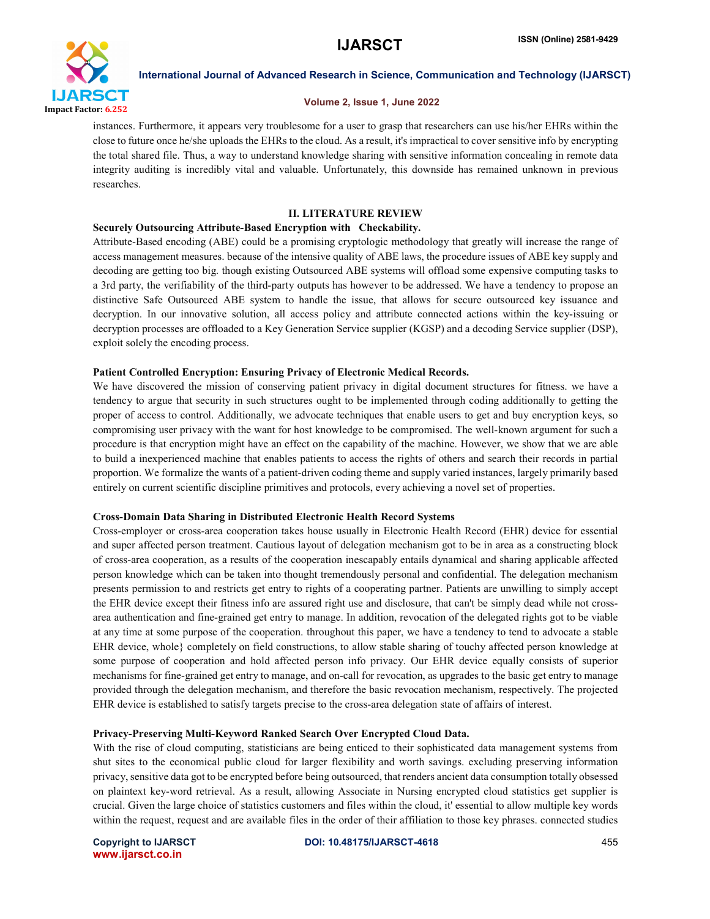instances. Furthermore, it appears very troublesome for a user to grasp that researchers can use his/her EHRs within the close to future once he/she uploads the EHRs to the cloud. As a result, it's impractical to cover sensitive info by encrypting the total shared file. Thus, a way to understand knowledge sharing with sensitive information concealing in remote data integrity auditing is incredibly vital and valuable. Unfortunately, this downside has remained unknown in previous researches.

## II. LITERATURE REVIEW

**Securely Outsourcing Attribute-Based Encryption with Checkability.**

Attribute-Based encoding (ABE) could be a promising cryptologic methodology that greatly will increase the range of access management measures. because of the intensive quality of ABE laws, the procedure issues of ABE key supply and decoding are getting too big. though existing Outsourced ABE systems will offload some expensive computing tasks to a 3rd party, the verifiability of the third-party outputs has however to be addressed. We have a tendency to propose an distinctive Safe Outsourced ABE system to handle the issue, that allows for secure outsourced key issuance and decryption. In our innovative solution, all access policy and attribute connected actions within the key-issuing or decryption processes are offloaded to a Key Generation Service supplier (KGSP) and a decoding Service supplier (DSP), exploit solely the encoding process.

**Patient Controlled Encryption: Ensuring Privacy of Electronic Medical Records.**

We have discovered the mission of conserving patient privacy in digital document structures for fitness. we have a tendency to argue that security in such structures ought to be implemented through coding additionally to getting the proper of access to control. Additionally, we advocate techniques that enable users to get and buy encryption keys, so compromising user privacy with the want for host knowledge to be compromised. The well-known argument for such a procedure is that encryption might have an effect on the capability of the machine. However, we show that we are able to build a inexperienced machine that enables patients to access the rights of others and search their records in partial proportion. We formalize the wants of a patient-driven coding theme and supply varied instances, largely primarily based entirely on current scientific discipline primitives and protocols, every achieving a novel set of properties.

**Cross-Domain Data Sharing in Distributed Electronic Health Record Systems**

Cross-employer or cross-area cooperation takes house usually in Electronic Health Record (EHR) device for essential and super affected person treatment. Cautious layout of delegation mechanism got to be in area as a constructing block of cross-area cooperation, as a results of the cooperation inescapably entails dynamical and sharing applicable affected person knowledge which can be taken into thought tremendously personal and confidential. The delegation mechanism presents permission to and restricts get entry to rights of a cooperating partner. Patients are unwilling to simply accept the EHR device except their fitness info are assured right use and disclosure, that can't be simply dead while not cross-area authentication and fine-grained get entry to manage. In addition, revocation of the delegated rights got to be viable at any time at some purpose of the cooperation. throughout this paper, we have a tendency to tend to advocate a stable EHR device, whole} completely on field constructions, to allow stable sharing of touchy affected person knowledge at some purpose of cooperation and hold affected person info privacy. Our EHR device equally consists of superior mechanisms for fine-grained get entry to manage, and on-call for revocation, as upgrades to the basic get entry to manage provided through the delegation mechanism, and therefore the basic revocation mechanism, respectively. The projected EHR device is established to satisfy targets precise to the cross-area delegation state of affairs of interest.

**Privacy-Preserving Multi-Keyword Ranked Search Over Encrypted Cloud Data.**

With the rise of cloud computing, statisticians are being enticed to their sophisticated data management systems from shut sites to the economical public cloud for larger flexibility and worth savings. excluding preserving information privacy, sensitive data got to be encrypted before being outsourced, that renders ancient data consumption totally obsessed on plaintext key-word retrieval. As a result, allowing Associate in Nursing encrypted cloud statistics get supplier is crucial. Given the large choice of statistics customers and files within the cloud, it' essential to allow multiple key words within the request, request and are available files in the order of their affiliation to those key phrases. connected studies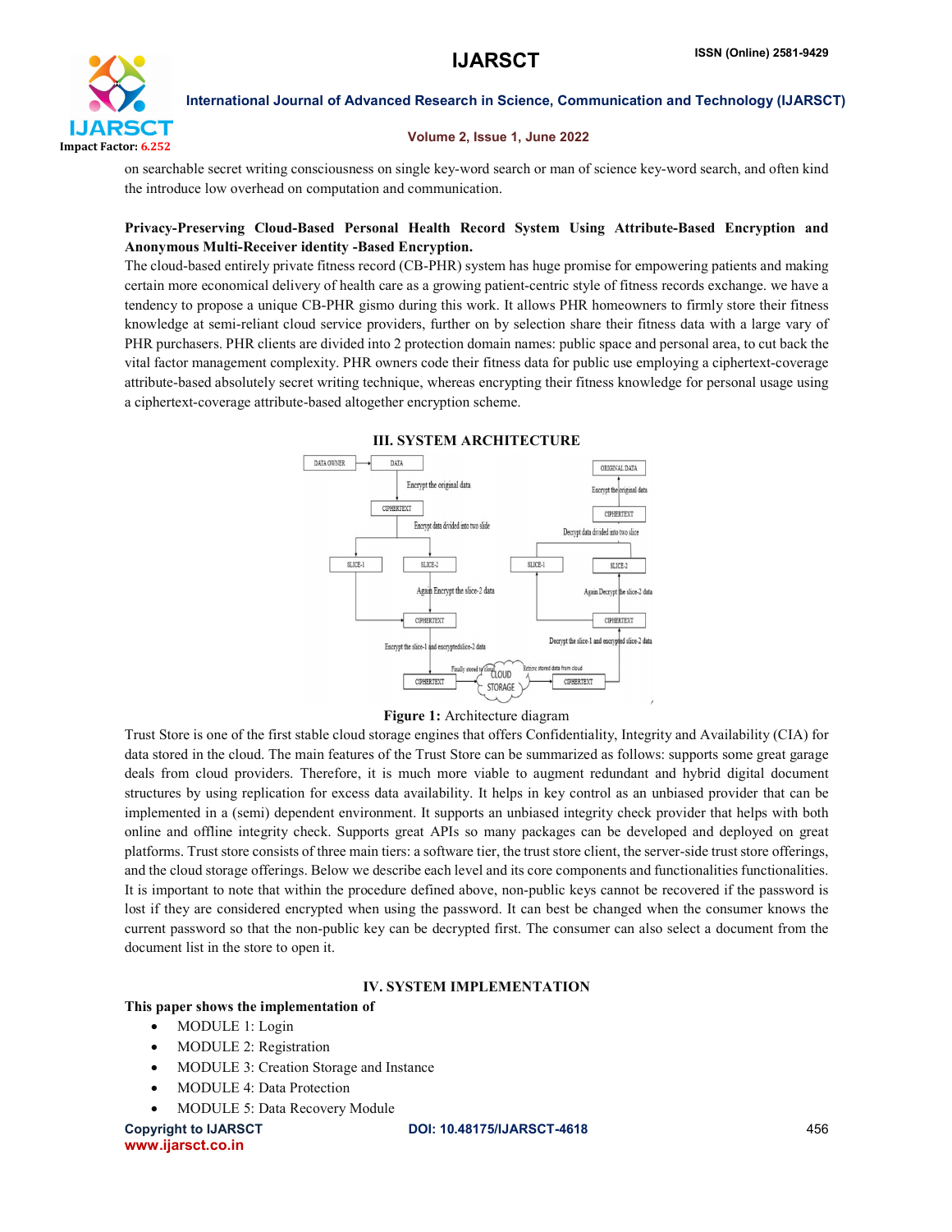on searchable secret writing consciousness on single key-word search or man of science key-word search, and often kind the introduce low overhead on computation and communication.

**Privacy-Preserving Cloud-Based Personal Health Record System Using Attribute-Based Encryption and Anonymous Multi-Receiver identity -Based Encryption.**

The cloud-based entirely private fitness record (CB-PHR) system has huge promise for empowering patients and making certain more economical delivery of health care as a growing patient-centric style of fitness records exchange. we have a tendency to propose a unique CB-PHR gismo during this work. It allows PHR homeowners to firmly store their fitness knowledge at semi-reliant cloud service providers, further on by selection share their fitness data with a large vary of PHR purchasers. PHR clients are divided into 2 protection domain names: public space and personal area, to cut back the vital factor management complexity. PHR owners code their fitness data for public use employing a ciphertext-coverage attribute-based absolutely secret writing technique, whereas encrypting their fitness knowledge for personal usage using a ciphertext-coverage attribute-based altogether encryption scheme.

## III. SYSTEM ARCHITECTURE

**Figure 1:** Architecture diagram

Trust Store is one of the first stable cloud storage engines that offers Confidentiality, Integrity and Availability (CIA) for data stored in the cloud. The main features of the Trust Store can be summarized as follows: supports some great garage deals from cloud providers. Therefore, it is much more viable to augment redundant and hybrid digital document structures by using replication for excess data availability. It helps in key control as an unbiased provider that can be implemented in a (semi) dependent environment. It supports an unbiased integrity check provider that helps with both online and offline integrity check. Supports great APIs so many packages can be developed and deployed on great platforms. Trust store consists of three main tiers: a software tier, the trust store client, the server-side trust store offerings, and the cloud storage offerings. Below we describe each level and its core components and functionalities functionalities. It is important to note that within the procedure defined above, non-public keys cannot be recovered if the password is lost if they are considered encrypted when using the password. It can best be changed when the consumer knows the current password so that the non-public key can be decrypted first. The consumer can also select a document from the document list in the store to open it.

## IV. SYSTEM IMPLEMENTATION

**This paper shows the implementation of**

- MODULE 1: Login
- MODULE 2: Registration
- MODULE 3: Creation Storage and Instance
- MODULE 4: Data Protection
- MODULE 5: Data Recovery Module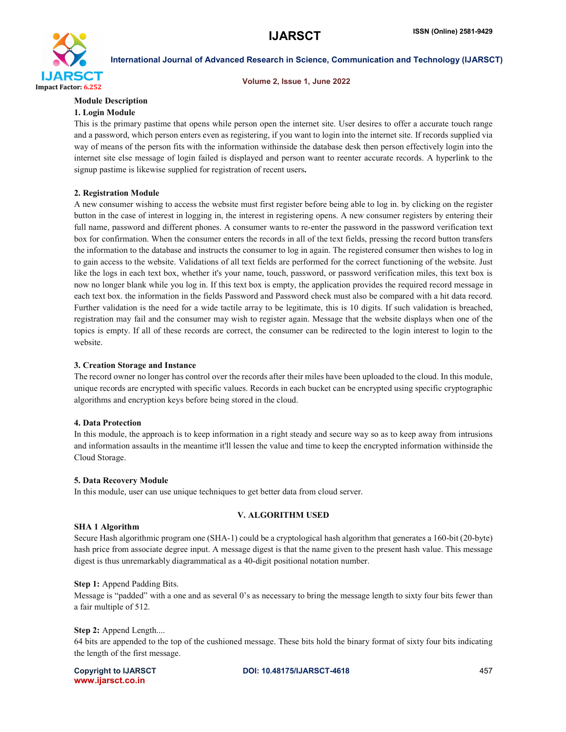**Module Description**

**1. Login Module**

This is the primary pastime that opens while person open the internet site. User desires to offer a accurate touch range and a password, which person enters even as registering, if you want to login into the internet site. If records supplied via way of means of the person fits with the information withinside the database desk then person effectively login into the internet site else message of login failed is displayed and person want to reenter accurate records. A hyperlink to the signup pastime is likewise supplied for registration of recent users**.**

**2. Registration Module**

A new consumer wishing to access the website must first register before being able to log in. by clicking on the register button in the case of interest in logging in, the interest in registering opens. A new consumer registers by entering their full name, password and different phones. A consumer wants to re-enter the password in the password verification text box for confirmation. When the consumer enters the records in all of the text fields, pressing the record button transfers the information to the database and instructs the consumer to log in again. The registered consumer then wishes to log in to gain access to the website. Validations of all text fields are performed for the correct functioning of the website. Just like the logs in each text box, whether it's your name, touch, password, or password verification miles, this text box is now no longer blank while you log in. If this text box is empty, the application provides the required record message in each text box. the information in the fields Password and Password check must also be compared with a hit data record. Further validation is the need for a wide tactile array to be legitimate, this is 10 digits. If such validation is breached, registration may fail and the consumer may wish to register again. Message that the website displays when one of the topics is empty. If all of these records are correct, the consumer can be redirected to the login interest to login to the website.

**3. Creation Storage and Instance**

The record owner no longer has control over the records after their miles have been uploaded to the cloud. In this module, unique records are encrypted with specific values. Records in each bucket can be encrypted using specific cryptographic algorithms and encryption keys before being stored in the cloud.

**4. Data Protection**

In this module, the approach is to keep information in a right steady and secure way so as to keep away from intrusions and information assaults in the meantime it'll lessen the value and time to keep the encrypted information withinside the Cloud Storage.

**5. Data Recovery Module**

In this module, user can use unique techniques to get better data from cloud server.

## V. ALGORITHM USED

**SHA 1 Algorithm**

Secure Hash algorithmic program one (SHA-1) could be a cryptological hash algorithm that generates a 160-bit (20-byte) hash price from associate degree input. A message digest is that the name given to the present hash value. This message digest is thus unremarkably diagrammatical as a 40-digit positional notation number.

**Step 1:** Append Padding Bits.

Message is "padded" with a one and as several 0's as necessary to bring the message length to sixty four bits fewer than a fair multiple of 512.

**Step 2:** Append Length....

64 bits are appended to the top of the cushioned message. These bits hold the binary format of sixty four bits indicating the length of the first message.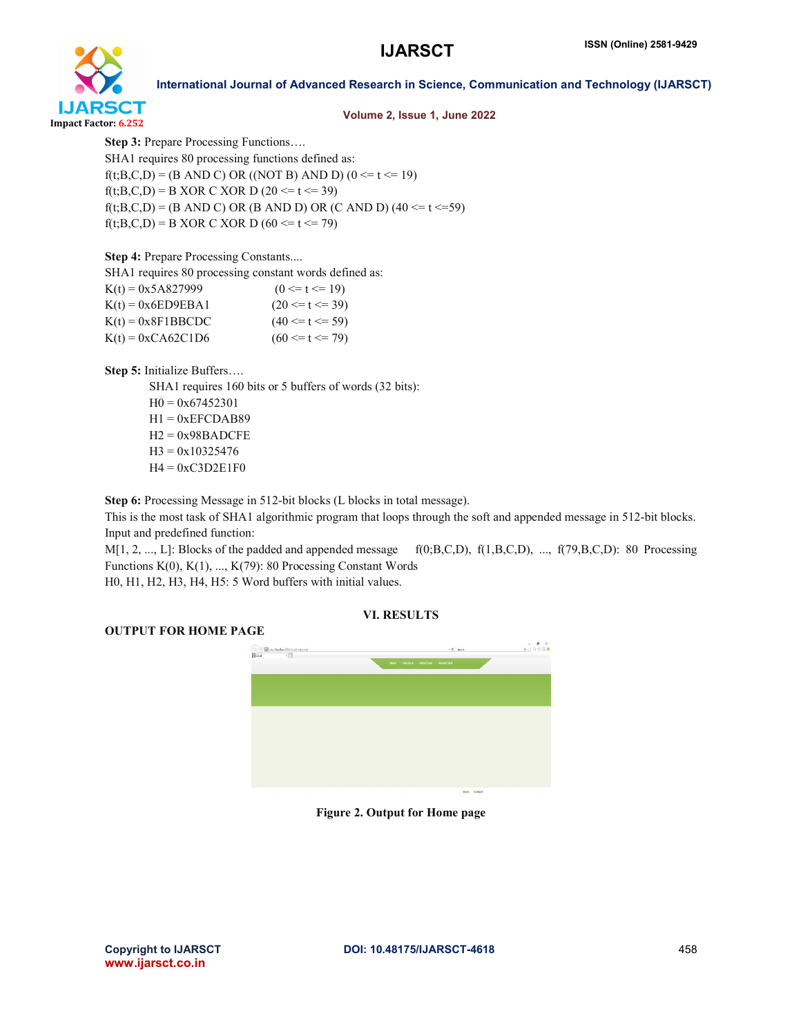**Step 3:** Prepare Processing Functions….

SHA1 requires 80 processing functions defined as:

f(t;B,C,D) = (B AND C) OR ((NOT B) AND D) (0 <= t <= 19)

f(t;B,C,D) = B XOR C XOR D (20 <= t <= 39)

f(t;B,C,D) = (B AND C) OR (B AND D) OR (C AND D) (40 <= t <=59)

f(t;B,C,D) = B XOR C XOR D (60 <= t <= 79)

**Step 4:** Prepare Processing Constants....

SHA1 requires 80 processing constant words defined as:

K(t) = 0x5A827999 (0 <= t <= 19)

K(t) = 0x6ED9EBA1 (20 <= t <= 39)

K(t) = 0x8F1BBCDC (40 <= t <= 59)

K(t) = 0xCA62C1D6 (60 <= t <= 79)

**Step 5:** Initialize Buffers….

SHA1 requires 160 bits or 5 buffers of words (32 bits):

H0 = 0x67452301

H1 = 0xEFCDAB89

H2 = 0x98BADCFE

H3 = 0x10325476

H4 = 0xC3D2E1F0

**Step 6:** Processing Message in 512-bit blocks (L blocks in total message).

This is the most task of SHA1 algorithmic program that loops through the soft and appended message in 512-bit blocks.

Input and predefined function:

M[1, 2, ..., L]: Blocks of the padded and appended message f(0;B,C,D), f(1,B,C,D), ..., f(79,B,C,D): 80 Processing Functions K(0), K(1), ..., K(79): 80 Processing Constant Words

H0, H1, H2, H3, H4, H5: 5 Word buffers with initial values.

## VI. RESULTS

**OUTPUT FOR HOME PAGE**

**Figure 2. Output for Home page**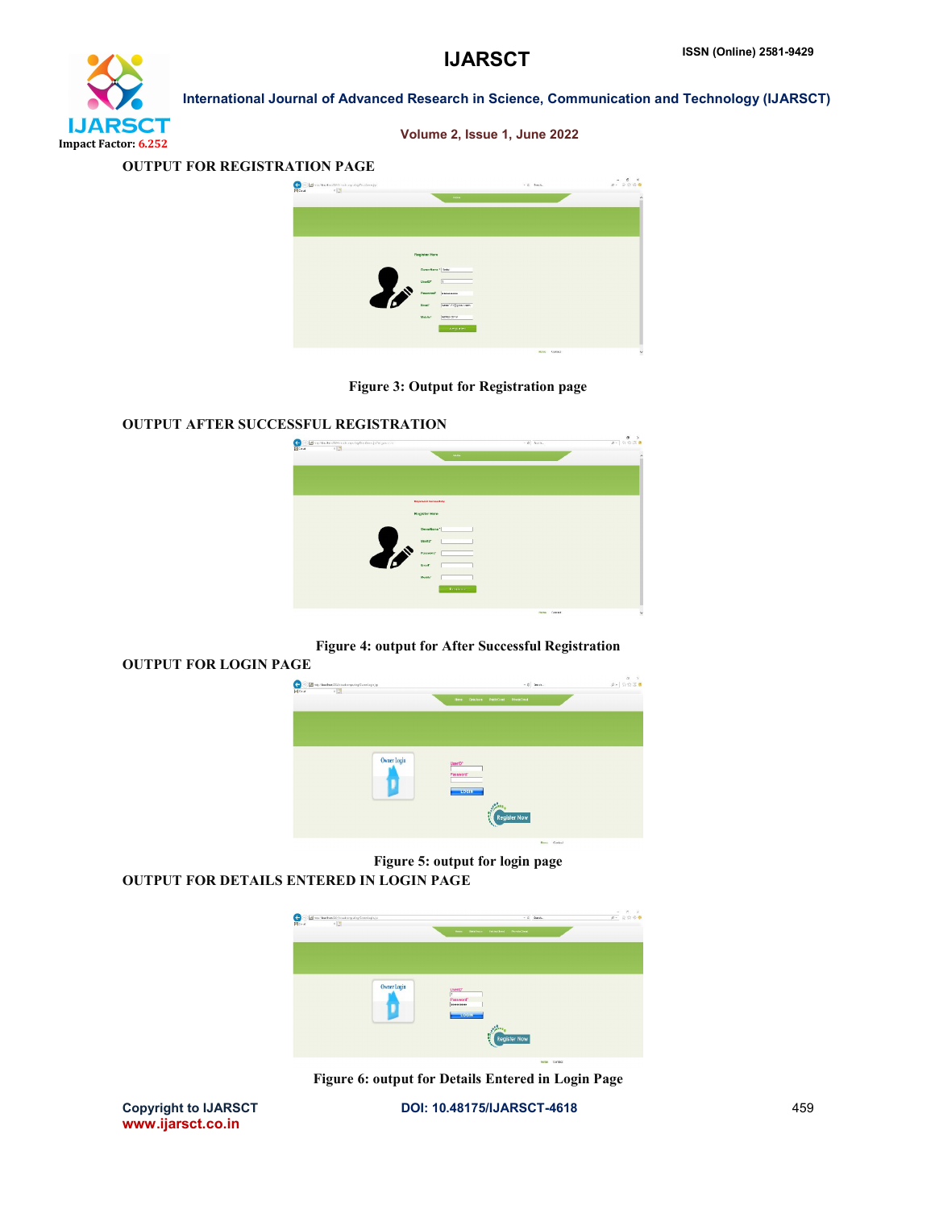OUTPUT FOR REGISTRATION PAGE

Figure 3: Output for Registration page

OUTPUT AFTER SUCCESSFUL REGISTRATION

Figure 4: output for After Successful Registration

OUTPUT FOR LOGIN PAGE

Figure 5: output for login page

OUTPUT FOR DETAILS ENTERED IN LOGIN PAGE

Figure 6: output for Details Entered in Login Page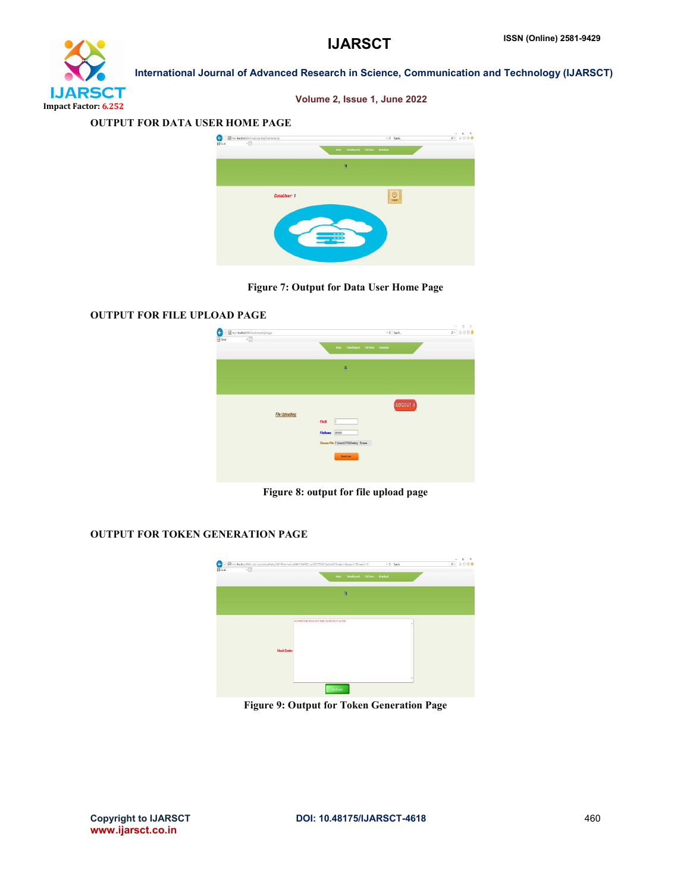### OUTPUT FOR DATA USER HOME PAGE

Figure 7: Output for Data User Home Page

### OUTPUT FOR FILE UPLOAD PAGE

Figure 8: output for file upload page

### OUTPUT FOR TOKEN GENERATION PAGE

Figure 9: Output for Token Generation Page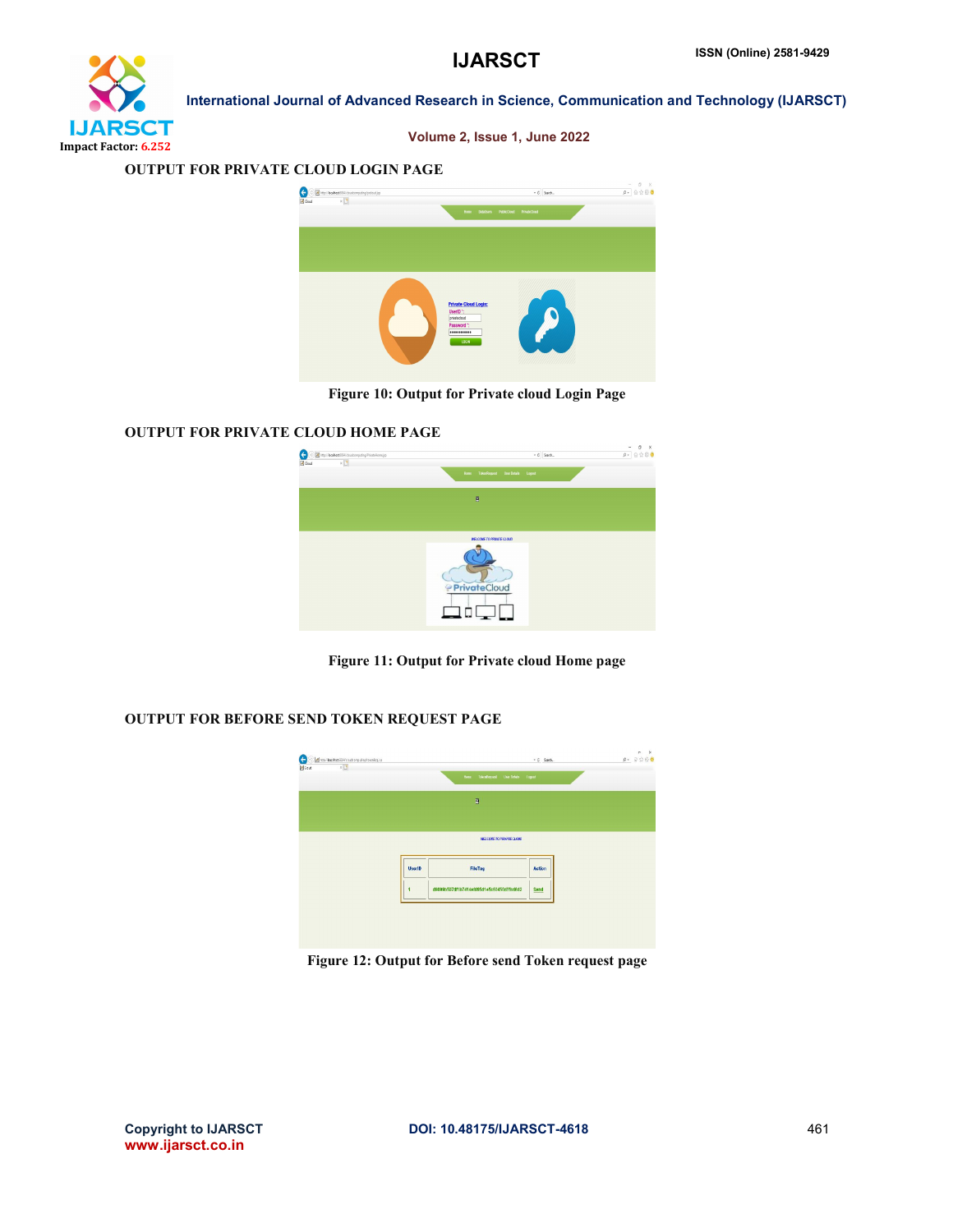OUTPUT FOR PRIVATE CLOUD LOGIN PAGE

Figure 10: Output for Private cloud Login Page

OUTPUT FOR PRIVATE CLOUD HOME PAGE

Figure 11: Output for Private cloud Home page

OUTPUT FOR BEFORE SEND TOKEN REQUEST PAGE

Figure 12: Output for Before send Token request page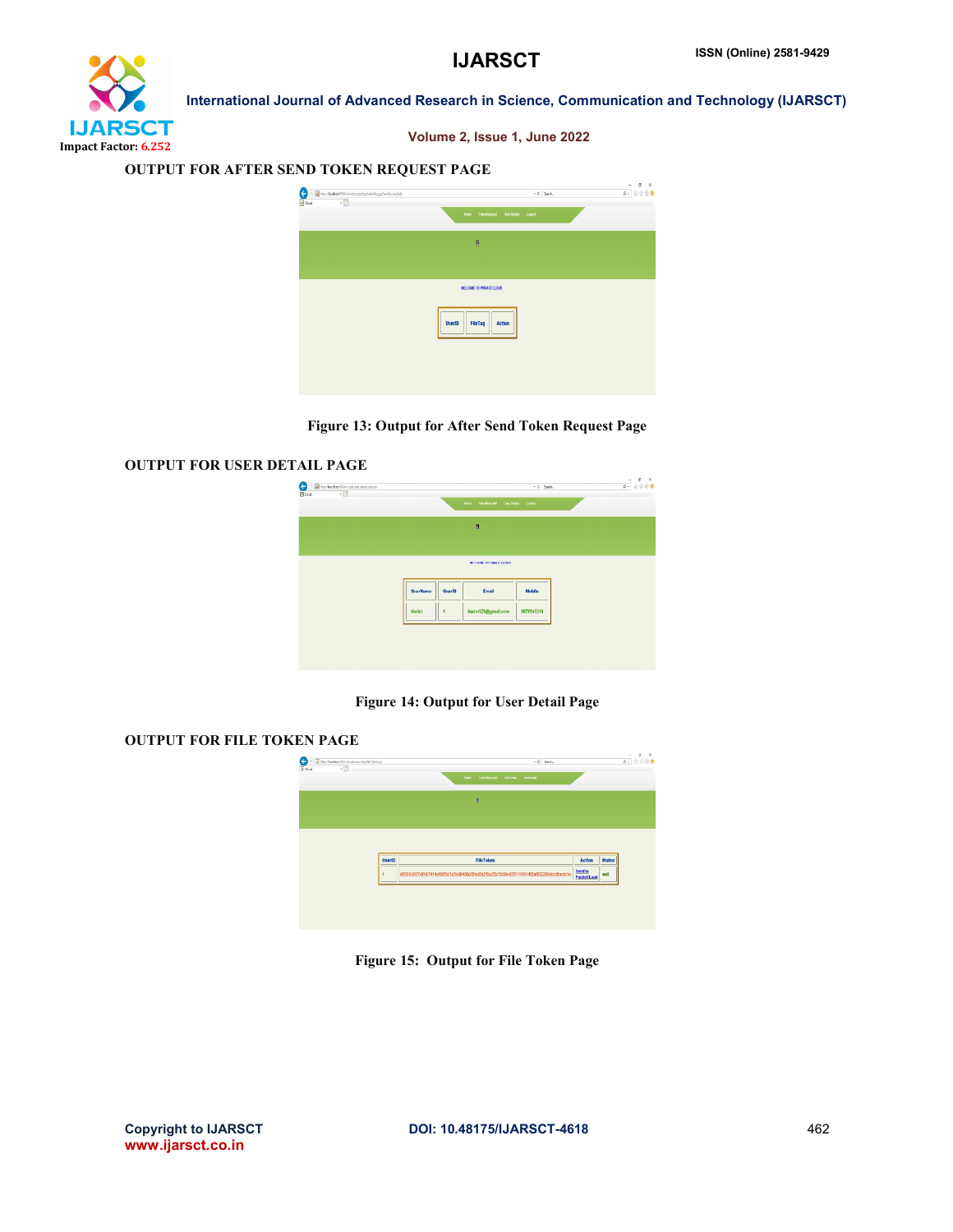OUTPUT FOR AFTER SEND TOKEN REQUEST PAGE

Figure 13: Output for After Send Token Request Page

OUTPUT FOR USER DETAIL PAGE

Figure 14: Output for User Detail Page

OUTPUT FOR FILE TOKEN PAGE

Figure 15: Output for File Token Page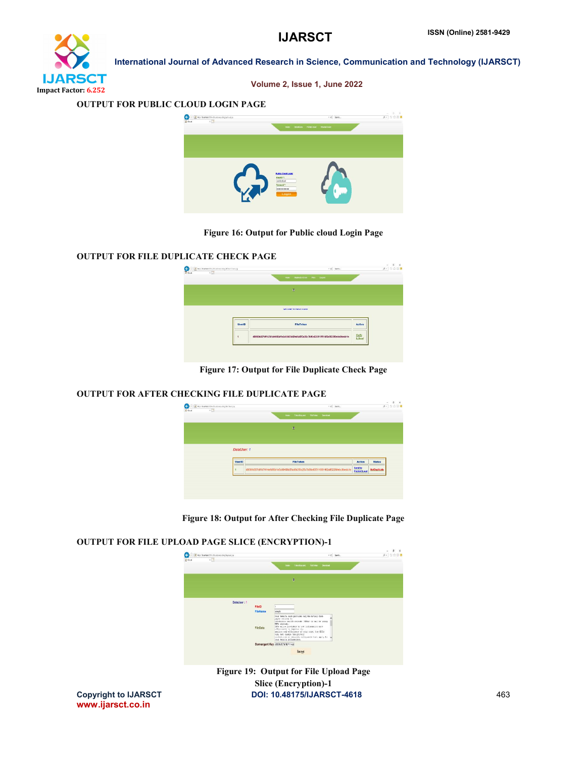OUTPUT FOR PUBLIC CLOUD LOGIN PAGE

Figure 16: Output for Public cloud Login Page

OUTPUT FOR FILE DUPLICATE CHECK PAGE

Figure 17: Output for File Duplicate Check Page

OUTPUT FOR AFTER CHECKING FILE DUPLICATE PAGE

Figure 18: Output for After Checking File Duplicate Page

OUTPUT FOR FILE UPLOAD PAGE SLICE (ENCRYPTION)-1

Figure 19: Output for File Upload Page Slice (Encryption)-1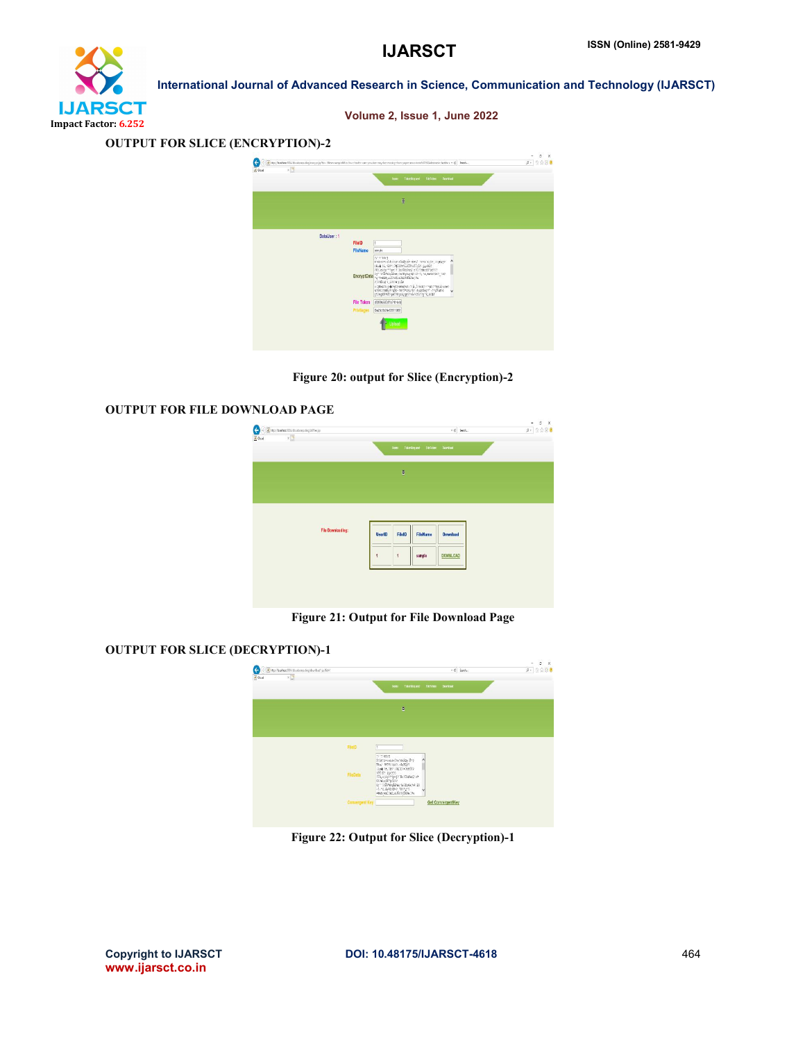OUTPUT FOR SLICE (ENCRYPTION)-2

Figure 20: output for Slice (Encryption)-2

OUTPUT FOR FILE DOWNLOAD PAGE

Figure 21: Output for File Download Page

OUTPUT FOR SLICE (DECRYPTION)-1

Figure 22: Output for Slice (Decryption)-1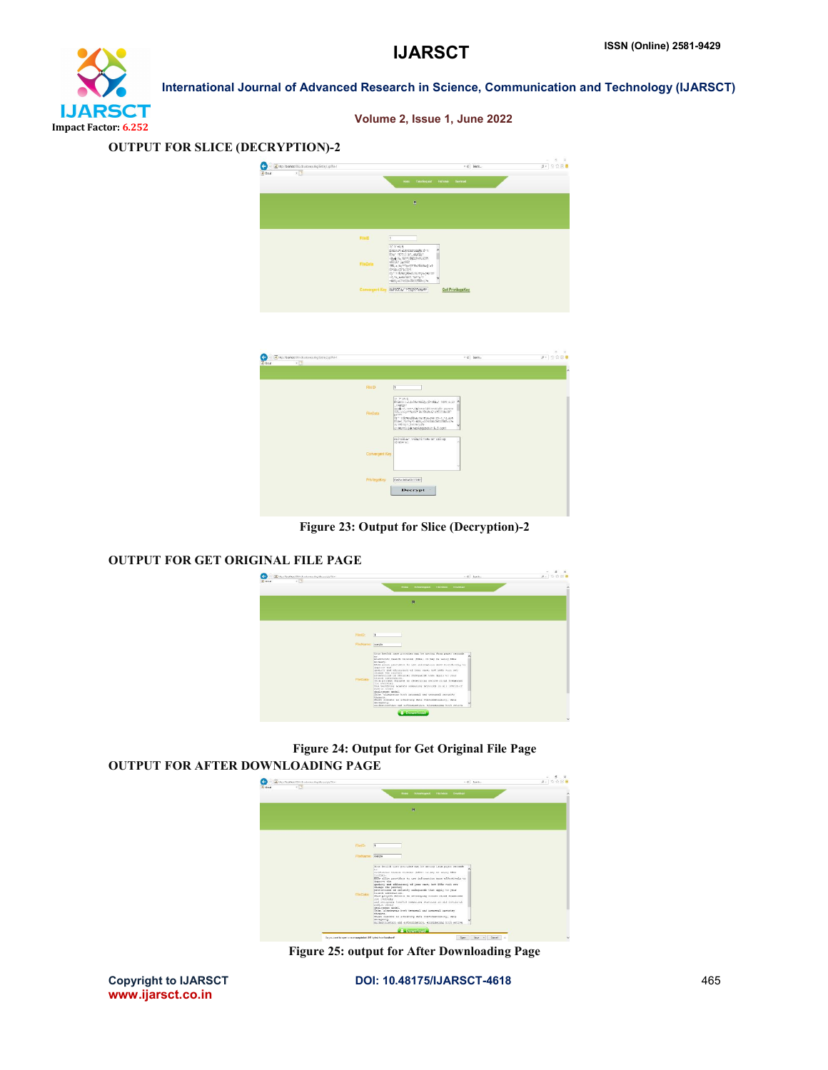OUTPUT FOR SLICE (DECRYPTION)-2

Figure 23: Output for Slice (Decryption)-2

OUTPUT FOR GET ORIGINAL FILE PAGE

Figure 24: Output for Get Original File Page

OUTPUT FOR AFTER DOWNLOADING PAGE

Figure 25: output for After Downloading Page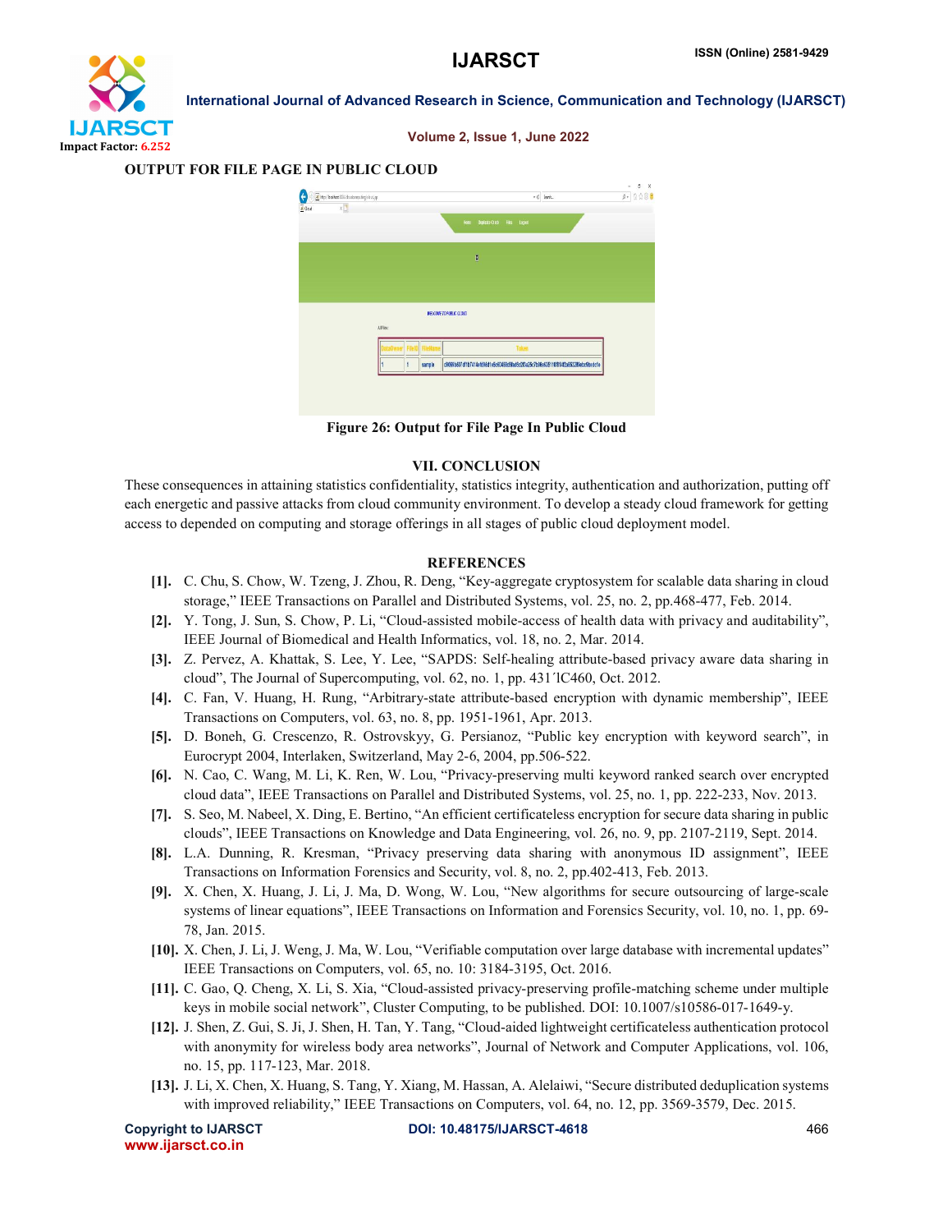**OUTPUT FOR FILE PAGE IN PUBLIC CLOUD**

**Figure 26: Output for File Page In Public Cloud**

## VII. CONCLUSION

These consequences in attaining statistics confidentiality, statistics integrity, authentication and authorization, putting off each energetic and passive attacks from cloud community environment. To develop a steady cloud framework for getting access to depended on computing and storage offerings in all stages of public cloud deployment model.

## REFERENCES

[1]. C. Chu, S. Chow, W. Tzeng, J. Zhou, R. Deng, "Key-aggregate cryptosystem for scalable data sharing in cloud storage," IEEE Transactions on Parallel and Distributed Systems, vol. 25, no. 2, pp.468-477, Feb. 2014.

[2]. Y. Tong, J. Sun, S. Chow, P. Li, "Cloud-assisted mobile-access of health data with privacy and auditability", IEEE Journal of Biomedical and Health Informatics, vol. 18, no. 2, Mar. 2014.

[3]. Z. Pervez, A. Khattak, S. Lee, Y. Lee, "SAPDS: Self-healing attribute-based privacy aware data sharing in cloud", The Journal of Supercomputing, vol. 62, no. 1, pp. 431´lC460, Oct. 2012.

[4]. C. Fan, V. Huang, H. Rung, "Arbitrary-state attribute-based encryption with dynamic membership", IEEE Transactions on Computers, vol. 63, no. 8, pp. 1951-1961, Apr. 2013.

[5]. D. Boneh, G. Crescenzo, R. Ostrovskyy, G. Persianoz, "Public key encryption with keyword search", in Eurocrypt 2004, Interlaken, Switzerland, May 2-6, 2004, pp.506-522.

[6]. N. Cao, C. Wang, M. Li, K. Ren, W. Lou, "Privacy-preserving multi keyword ranked search over encrypted cloud data", IEEE Transactions on Parallel and Distributed Systems, vol. 25, no. 1, pp. 222-233, Nov. 2013.

[7]. S. Seo, M. Nabeel, X. Ding, E. Bertino, "An efficient certificateless encryption for secure data sharing in public clouds", IEEE Transactions on Knowledge and Data Engineering, vol. 26, no. 9, pp. 2107-2119, Sept. 2014.

[8]. L.A. Dunning, R. Kresman, "Privacy preserving data sharing with anonymous ID assignment", IEEE Transactions on Information Forensics and Security, vol. 8, no. 2, pp.402-413, Feb. 2013.

[9]. X. Chen, X. Huang, J. Li, J. Ma, D. Wong, W. Lou, "New algorithms for secure outsourcing of large-scale systems of linear equations", IEEE Transactions on Information and Forensics Security, vol. 10, no. 1, pp. 69-78, Jan. 2015.

[10]. X. Chen, J. Li, J. Weng, J. Ma, W. Lou, "Verifiable computation over large database with incremental updates" IEEE Transactions on Computers, vol. 65, no. 10: 3184-3195, Oct. 2016.

[11]. C. Gao, Q. Cheng, X. Li, S. Xia, "Cloud-assisted privacy-preserving profile-matching scheme under multiple keys in mobile social network", Cluster Computing, to be published. DOI: 10.1007/s10586-017-1649-y.

[12]. J. Shen, Z. Gui, S. Ji, J. Shen, H. Tan, Y. Tang, "Cloud-aided lightweight certificateless authentication protocol with anonymity for wireless body area networks", Journal of Network and Computer Applications, vol. 106, no. 15, pp. 117-123, Mar. 2018.

[13]. J. Li, X. Chen, X. Huang, S. Tang, Y. Xiang, M. Hassan, A. Alelaiwi, "Secure distributed deduplication systems with improved reliability," IEEE Transactions on Computers, vol. 64, no. 12, pp. 3569-3579, Dec. 2015.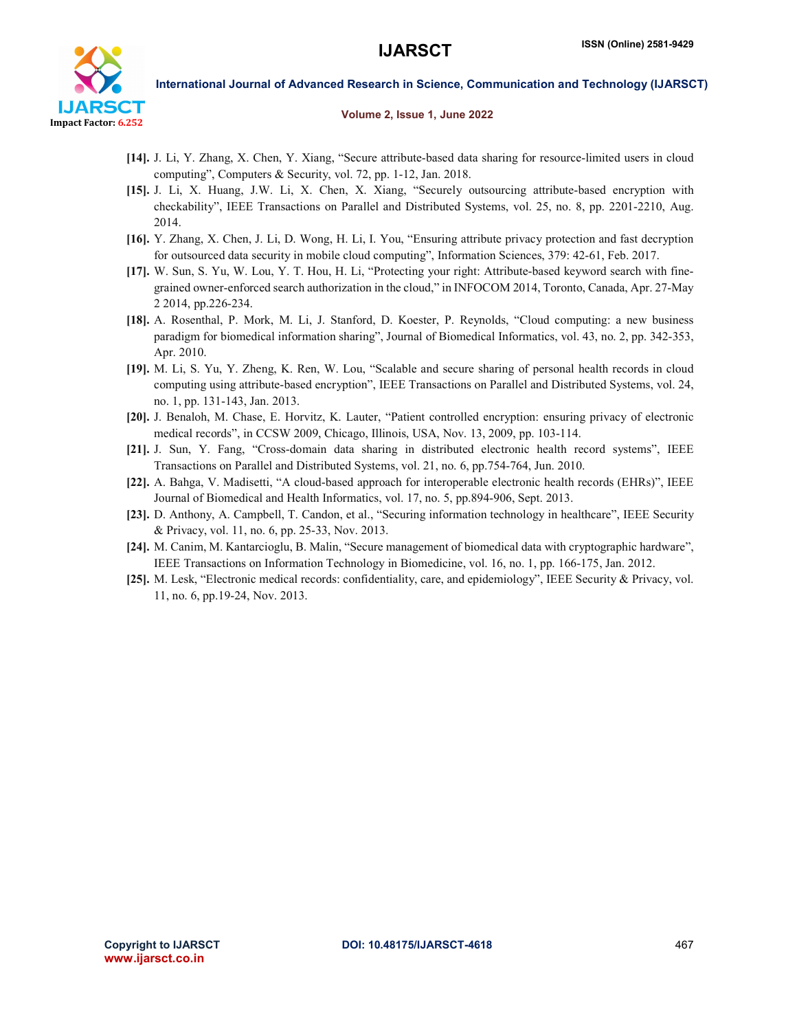- **[14].** J. Li, Y. Zhang, X. Chen, Y. Xiang, "Secure attribute-based data sharing for resource-limited users in cloud computing", Computers & Security, vol. 72, pp. 1-12, Jan. 2018.
- **[15].** J. Li, X. Huang, J.W. Li, X. Chen, X. Xiang, "Securely outsourcing attribute-based encryption with checkability", IEEE Transactions on Parallel and Distributed Systems, vol. 25, no. 8, pp. 2201-2210, Aug. 2014.
- **[16].** Y. Zhang, X. Chen, J. Li, D. Wong, H. Li, I. You, "Ensuring attribute privacy protection and fast decryption for outsourced data security in mobile cloud computing", Information Sciences, 379: 42-61, Feb. 2017.
- **[17].** W. Sun, S. Yu, W. Lou, Y. T. Hou, H. Li, "Protecting your right: Attribute-based keyword search with fine-grained owner-enforced search authorization in the cloud," in INFOCOM 2014, Toronto, Canada, Apr. 27-May 2 2014, pp.226-234.
- **[18].** A. Rosenthal, P. Mork, M. Li, J. Stanford, D. Koester, P. Reynolds, "Cloud computing: a new business paradigm for biomedical information sharing", Journal of Biomedical Informatics, vol. 43, no. 2, pp. 342-353, Apr. 2010.
- **[19].** M. Li, S. Yu, Y. Zheng, K. Ren, W. Lou, "Scalable and secure sharing of personal health records in cloud computing using attribute-based encryption", IEEE Transactions on Parallel and Distributed Systems, vol. 24, no. 1, pp. 131-143, Jan. 2013.
- **[20].** J. Benaloh, M. Chase, E. Horvitz, K. Lauter, "Patient controlled encryption: ensuring privacy of electronic medical records", in CCSW 2009, Chicago, Illinois, USA, Nov. 13, 2009, pp. 103-114.
- **[21].** J. Sun, Y. Fang, "Cross-domain data sharing in distributed electronic health record systems", IEEE Transactions on Parallel and Distributed Systems, vol. 21, no. 6, pp.754-764, Jun. 2010.
- **[22].** A. Bahga, V. Madisetti, "A cloud-based approach for interoperable electronic health records (EHRs)", IEEE Journal of Biomedical and Health Informatics, vol. 17, no. 5, pp.894-906, Sept. 2013.
- **[23].** D. Anthony, A. Campbell, T. Candon, et al., "Securing information technology in healthcare", IEEE Security & Privacy, vol. 11, no. 6, pp. 25-33, Nov. 2013.
- **[24].** M. Canim, M. Kantarcioglu, B. Malin, "Secure management of biomedical data with cryptographic hardware", IEEE Transactions on Information Technology in Biomedicine, vol. 16, no. 1, pp. 166-175, Jan. 2012.
- **[25].** M. Lesk, "Electronic medical records: confidentiality, care, and epidemiology", IEEE Security & Privacy, vol. 11, no. 6, pp.19-24, Nov. 2013.